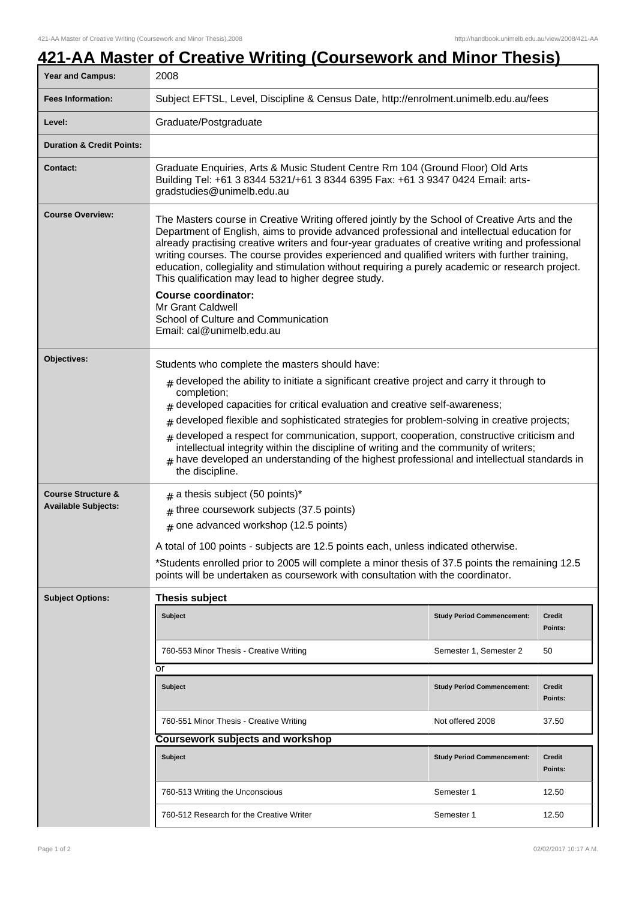# 421-AA Master of Creative Writing (Coursework and Minor Thesis)

| | |
|---|---|
| **Year and Campus:** | 2008 |
| **Fees Information:** | Subject EFTSL, Level, Discipline & Census Date, http://enrolment.unimelb.edu.au/fees |
| **Level:** | Graduate/Postgraduate |
| **Duration & Credit Points:** | |
| **Contact:** | Graduate Enquiries, Arts & Music Student Centre Rm 104 (Ground Floor) Old Arts Building Tel: +61 3 8344 5321/+61 3 8344 6395 Fax: +61 3 9347 0424 Email: arts-gradstudies@unimelb.edu.au |

**Course Overview:**

The Masters course in Creative Writing offered jointly by the School of Creative Arts and the Department of English, aims to provide advanced professional and intellectual education for already practising creative writers and four-year graduates of creative writing and professional writing courses. The course provides experienced and qualified writers with further training, education, collegiality and stimulation without requiring a purely academic or research project. This qualification may lead to higher degree study.

**Course coordinator:**
Mr Grant Caldwell
School of Culture and Communication
Email: cal@unimelb.edu.au

**Objectives:**

Students who complete the masters should have:

- developed the ability to initiate a significant creative project and carry it through to completion;
- developed capacities for critical evaluation and creative self-awareness;
- developed flexible and sophisticated strategies for problem-solving in creative projects;
- developed a respect for communication, support, cooperation, constructive criticism and intellectual integrity within the discipline of writing and the community of writers;
- have developed an understanding of the highest professional and intellectual standards in the discipline.

**Course Structure & Available Subjects:**

- a thesis subject (50 points)*
- three coursework subjects (37.5 points)
- one advanced workshop (12.5 points)

A total of 100 points - subjects are 12.5 points each, unless indicated otherwise.

*Students enrolled prior to 2005 will complete a minor thesis of 37.5 points the remaining 12.5 points will be undertaken as coursework with consultation with the coordinator.

**Subject Options:**

### Thesis subject

| Subject | Study Period Commencement: | Credit Points: |
|---|---|---|
| 760-553 Minor Thesis - Creative Writing | Semester 1, Semester 2 | 50 |

or

| Subject | Study Period Commencement: | Credit Points: |
|---|---|---|
| 760-551 Minor Thesis - Creative Writing | Not offered 2008 | 37.50 |

### Coursework subjects and workshop

| Subject | Study Period Commencement: | Credit Points: |
|---|---|---|
| 760-513 Writing the Unconscious | Semester 1 | 12.50 |
| 760-512 Research for the Creative Writer | Semester 1 | 12.50 |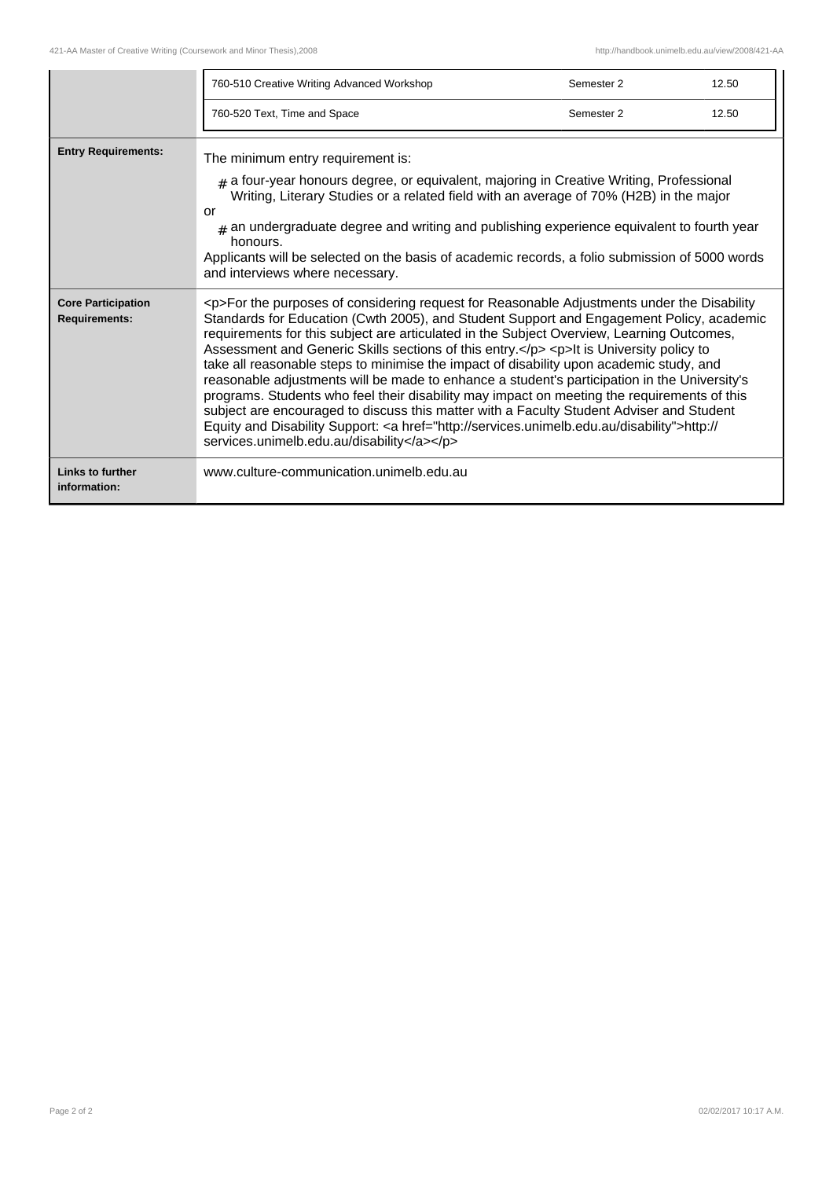| | | | |
|---|---|---|---|
| | 760-510 Creative Writing Advanced Workshop | Semester 2 | 12.50 |
| | 760-520 Text, Time and Space | Semester 2 | 12.50 |
| **Entry Requirements:** | The minimum entry requirement is:<br># a four-year honours degree, or equivalent, majoring in Creative Writing, Professional Writing, Literary Studies or a related field with an average of 70% (H2B) in the major<br>or<br># an undergraduate degree and writing and publishing experience equivalent to fourth year honours.<br>Applicants will be selected on the basis of academic records, a folio submission of 5000 words and interviews where necessary. | | |
| **Core Participation Requirements:** | &lt;p&gt;For the purposes of considering request for Reasonable Adjustments under the Disability Standards for Education (Cwth 2005), and Student Support and Engagement Policy, academic requirements for this subject are articulated in the Subject Overview, Learning Outcomes, Assessment and Generic Skills sections of this entry.&lt;/p&gt; &lt;p&gt;It is University policy to take all reasonable steps to minimise the impact of disability upon academic study, and reasonable adjustments will be made to enhance a student's participation in the University's programs. Students who feel their disability may impact on meeting the requirements of this subject are encouraged to discuss this matter with a Faculty Student Adviser and Student Equity and Disability Support: &lt;a href="http://services.unimelb.edu.au/disability"&gt;http://services.unimelb.edu.au/disability&lt;/a&gt;&lt;/p&gt; | | |
| **Links to further information:** | www.culture-communication.unimelb.edu.au | | |